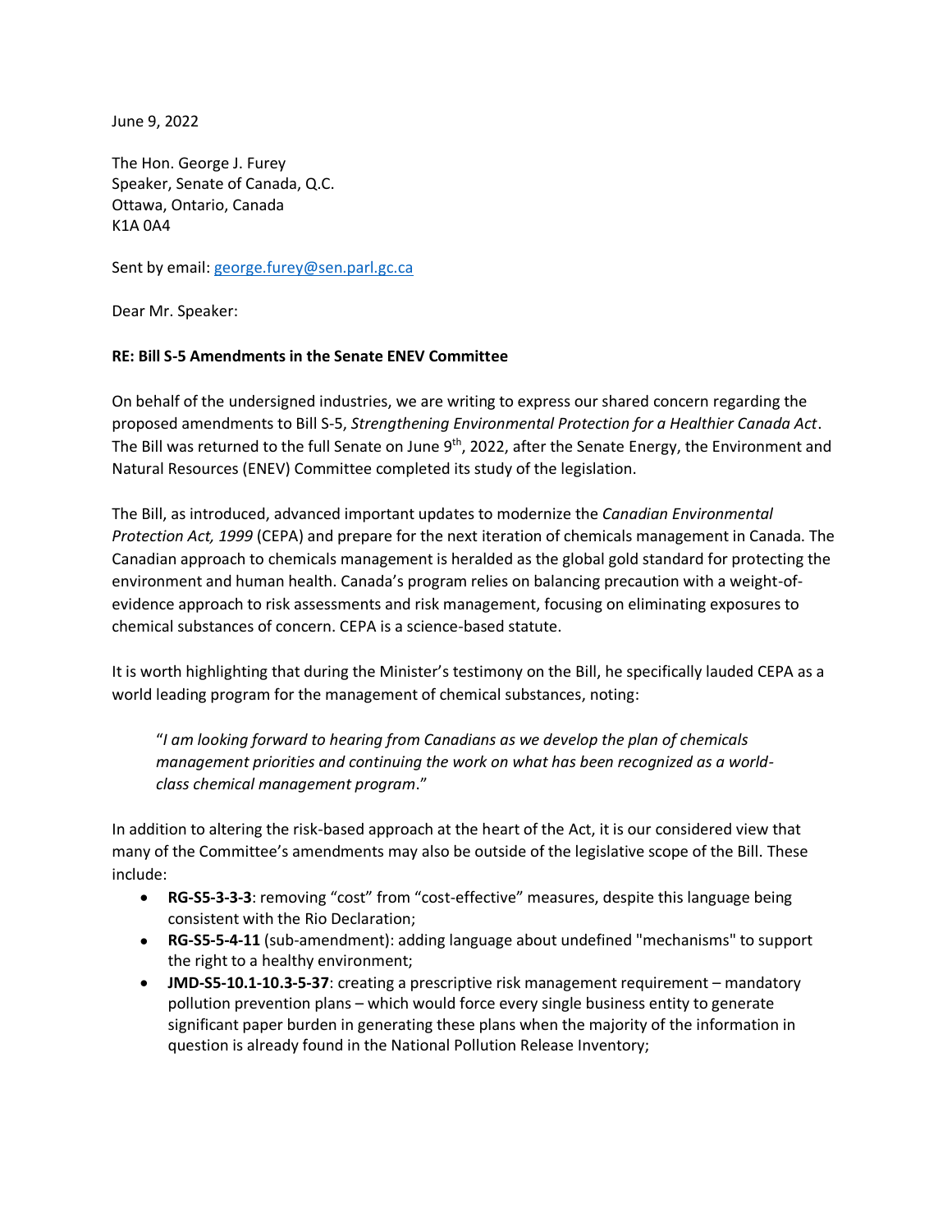June 9, 2022

The Hon. George J. Furey
Speaker, Senate of Canada, Q.C.
Ottawa, Ontario, Canada
K1A 0A4

Sent by email: george.furey@sen.parl.gc.ca

Dear Mr. Speaker:

**RE: Bill S-5 Amendments in the Senate ENEV Committee**

On behalf of the undersigned industries, we are writing to express our shared concern regarding the proposed amendments to Bill S-5, *Strengthening Environmental Protection for a Healthier Canada Act*. The Bill was returned to the full Senate on June 9th, 2022, after the Senate Energy, the Environment and Natural Resources (ENEV) Committee completed its study of the legislation.

The Bill, as introduced, advanced important updates to modernize the *Canadian Environmental Protection Act, 1999* (CEPA) and prepare for the next iteration of chemicals management in Canada. The Canadian approach to chemicals management is heralded as the global gold standard for protecting the environment and human health. Canada's program relies on balancing precaution with a weight-of-evidence approach to risk assessments and risk management, focusing on eliminating exposures to chemical substances of concern. CEPA is a science-based statute.

It is worth highlighting that during the Minister's testimony on the Bill, he specifically lauded CEPA as a world leading program for the management of chemical substances, noting:

> "*I am looking forward to hearing from Canadians as we develop the plan of chemicals management priorities and continuing the work on what has been recognized as a world-class chemical management program*."

In addition to altering the risk-based approach at the heart of the Act, it is our considered view that many of the Committee's amendments may also be outside of the legislative scope of the Bill. These include:

- **RG-S5-3-3-3**: removing "cost" from "cost-effective" measures, despite this language being consistent with the Rio Declaration;
- **RG-S5-5-4-11** (sub-amendment): adding language about undefined "mechanisms" to support the right to a healthy environment;
- **JMD-S5-10.1-10.3-5-37**: creating a prescriptive risk management requirement – mandatory pollution prevention plans – which would force every single business entity to generate significant paper burden in generating these plans when the majority of the information in question is already found in the National Pollution Release Inventory;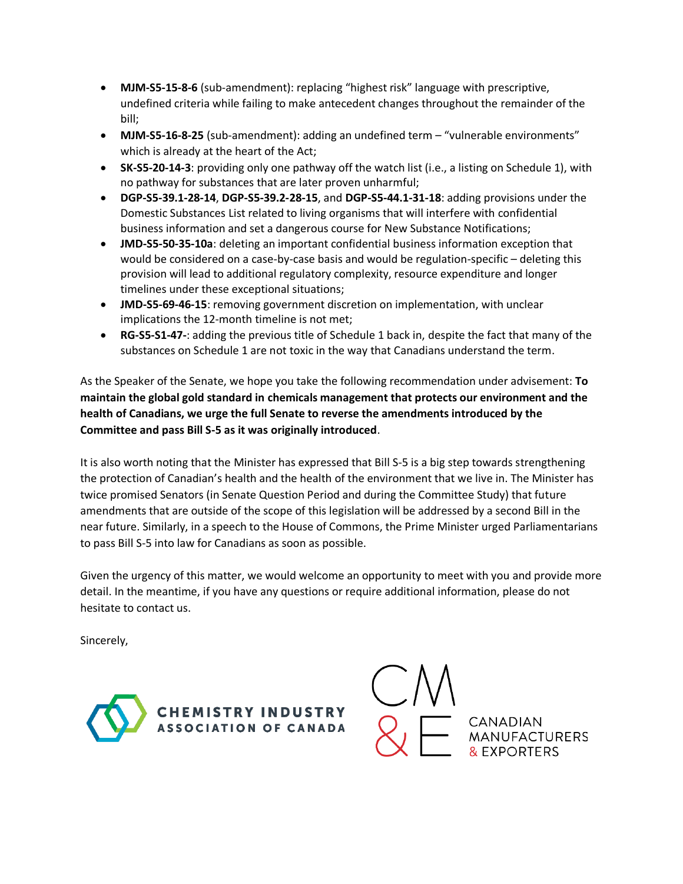- **MJM-S5-15-8-6** (sub-amendment): replacing "highest risk" language with prescriptive, undefined criteria while failing to make antecedent changes throughout the remainder of the bill;
- **MJM-S5-16-8-25** (sub-amendment): adding an undefined term – "vulnerable environments" which is already at the heart of the Act;
- **SK-S5-20-14-3**: providing only one pathway off the watch list (i.e., a listing on Schedule 1), with no pathway for substances that are later proven unharmful;
- **DGP-S5-39.1-28-14**, **DGP-S5-39.2-28-15**, and **DGP-S5-44.1-31-18**: adding provisions under the Domestic Substances List related to living organisms that will interfere with confidential business information and set a dangerous course for New Substance Notifications;
- **JMD-S5-50-35-10a**: deleting an important confidential business information exception that would be considered on a case-by-case basis and would be regulation-specific – deleting this provision will lead to additional regulatory complexity, resource expenditure and longer timelines under these exceptional situations;
- **JMD-S5-69-46-15**: removing government discretion on implementation, with unclear implications the 12-month timeline is not met;
- **RG-S5-S1-47-**: adding the previous title of Schedule 1 back in, despite the fact that many of the substances on Schedule 1 are not toxic in the way that Canadians understand the term.

As the Speaker of the Senate, we hope you take the following recommendation under advisement: **To maintain the global gold standard in chemicals management that protects our environment and the health of Canadians, we urge the full Senate to reverse the amendments introduced by the Committee and pass Bill S-5 as it was originally introduced**.

It is also worth noting that the Minister has expressed that Bill S-5 is a big step towards strengthening the protection of Canadian's health and the health of the environment that we live in. The Minister has twice promised Senators (in Senate Question Period and during the Committee Study) that future amendments that are outside of the scope of this legislation will be addressed by a second Bill in the near future. Similarly, in a speech to the House of Commons, the Prime Minister urged Parliamentarians to pass Bill S-5 into law for Canadians as soon as possible.

Given the urgency of this matter, we would welcome an opportunity to meet with you and provide more detail. In the meantime, if you have any questions or require additional information, please do not hesitate to contact us.

Sincerely,

CHEMISTRY INDUSTRY ASSOCIATION OF CANADA

CANADIAN MANUFACTURERS & EXPORTERS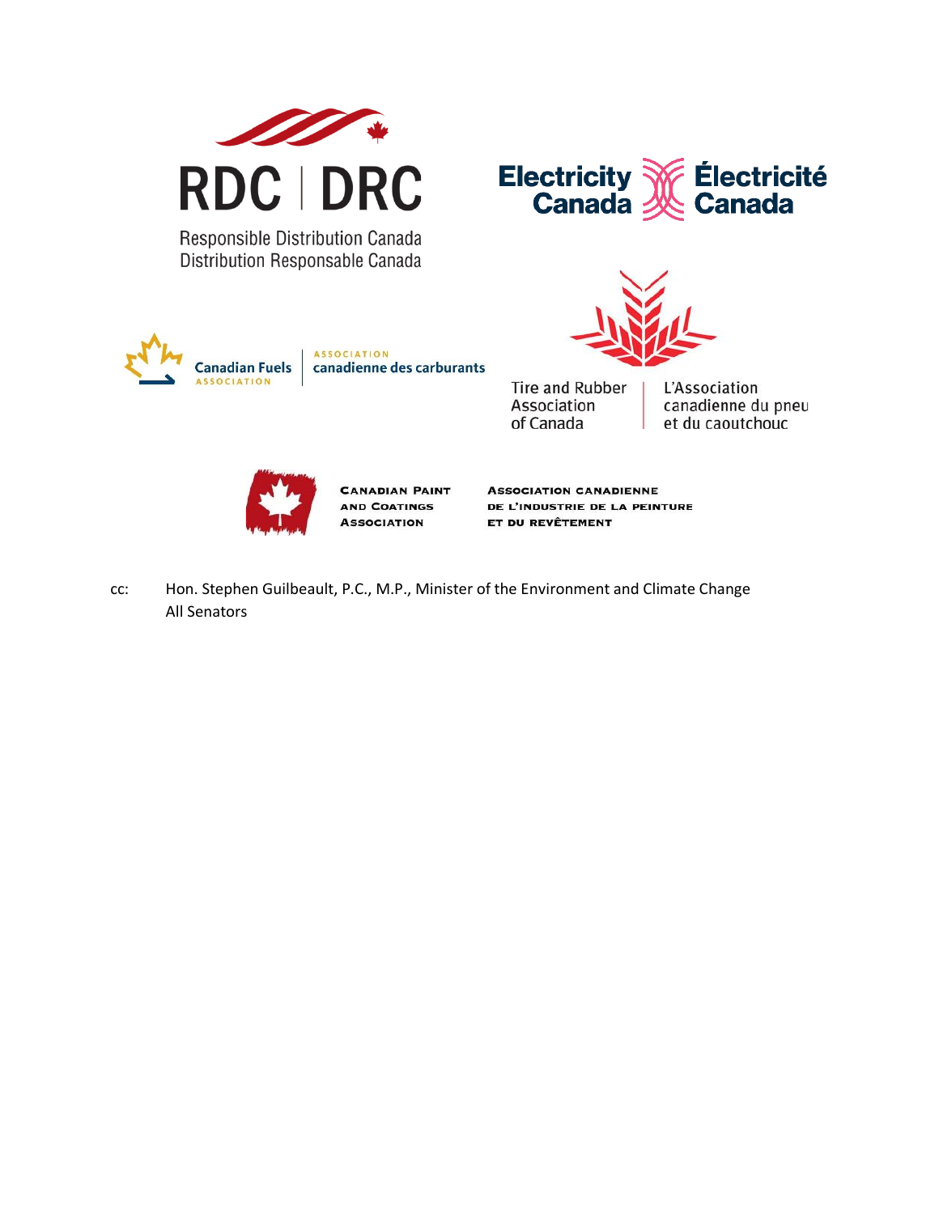RDC | DRC

Responsible Distribution Canada
Distribution Responsable Canada

Electricity Canada Électricité Canada

Canadian Fuels Association | Association canadienne des carburants

Tire and Rubber Association of Canada | L'Association canadienne du pneu et du caoutchouc

Canadian Paint and Coatings Association | Association canadienne de l'industrie de la peinture et du revêtement

cc: Hon. Stephen Guilbeault, P.C., M.P., Minister of the Environment and Climate Change
All Senators